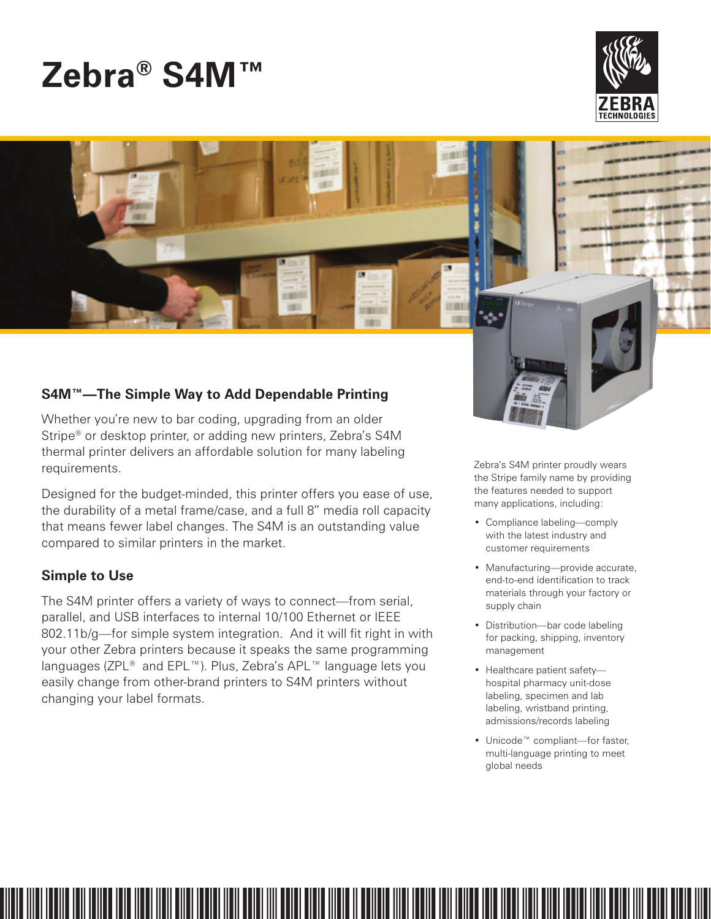# Zebra® S4M™

## S4M™—The Simple Way to Add Dependable Printing

Whether you're new to bar coding, upgrading from an older Stripe® or desktop printer, or adding new printers, Zebra's S4M thermal printer delivers an affordable solution for many labeling requirements.

Designed for the budget-minded, this printer offers you ease of use, the durability of a metal frame/case, and a full 8" media roll capacity that means fewer label changes. The S4M is an outstanding value compared to similar printers in the market.

### Simple to Use

The S4M printer offers a variety of ways to connect—from serial, parallel, and USB interfaces to internal 10/100 Ethernet or IEEE 802.11b/g—for simple system integration. And it will fit right in with your other Zebra printers because it speaks the same programming languages (ZPL® and EPL™). Plus, Zebra's APL™ language lets you easily change from other-brand printers to S4M printers without changing your label formats.

Zebra's S4M printer proudly wears the Stripe family name by providing the features needed to support many applications, including:

- Compliance labeling—comply with the latest industry and customer requirements
- Manufacturing—provide accurate, end-to-end identification to track materials through your factory or supply chain
- Distribution—bar code labeling for packing, shipping, inventory management
- Healthcare patient safety—hospital pharmacy unit-dose labeling, specimen and lab labeling, wristband printing, admissions/records labeling
- Unicode™ compliant—for faster, multi-language printing to meet global needs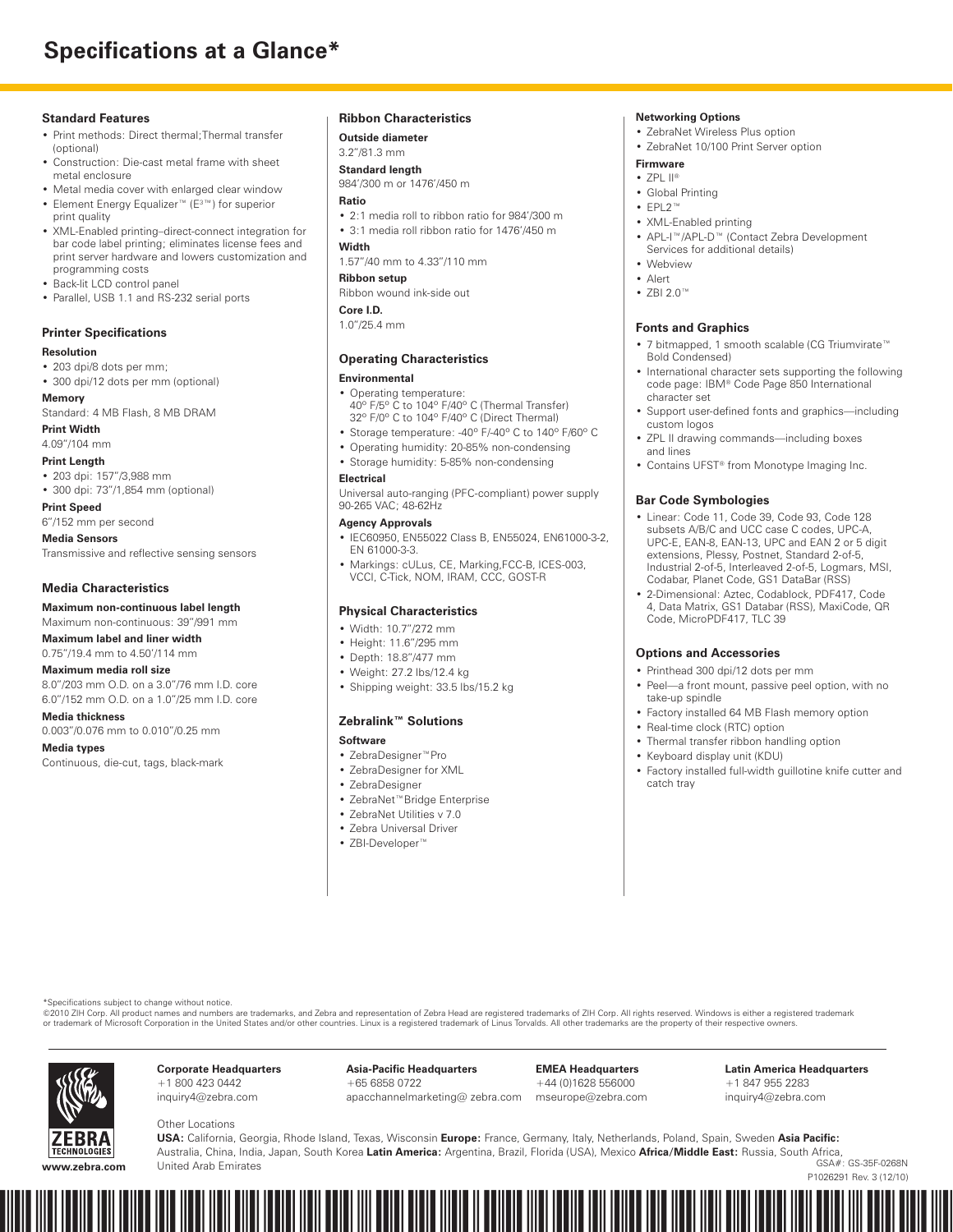# Specifications at a Glance*

## Standard Features

- Print methods: Direct thermal;Thermal transfer (optional)
- Construction: Die-cast metal frame with sheet metal enclosure
- Metal media cover with enlarged clear window
- Element Energy Equalizer™ (E³™) for superior print quality
- XML-Enabled printing–direct-connect integration for bar code label printing; eliminates license fees and print server hardware and lowers customization and programming costs
- Back-lit LCD control panel
- Parallel, USB 1.1 and RS-232 serial ports

## Printer Specifications

**Resolution**

- 203 dpi/8 dots per mm;
- 300 dpi/12 dots per mm (optional)

**Memory**

Standard: 4 MB Flash, 8 MB DRAM

**Print Width**

4.09"/104 mm

**Print Length**

- 203 dpi: 157"/3,988 mm
- 300 dpi: 73"/1,854 mm (optional)

**Print Speed**

6"/152 mm per second

**Media Sensors**

Transmissive and reflective sensing sensors

## Media Characteristics

**Maximum non-continuous label length**

Maximum non-continuous: 39"/991 mm

**Maximum label and liner width**

0.75"/19.4 mm to 4.50'/114 mm

**Maximum media roll size**

8.0"/203 mm O.D. on a 3.0"/76 mm I.D. core
6.0"/152 mm O.D. on a 1.0"/25 mm I.D. core

**Media thickness**

0.003"/0.076 mm to 0.010"/0.25 mm

**Media types**

Continuous, die-cut, tags, black-mark

## Ribbon Characteristics

**Outside diameter**

3.2"/81.3 mm

**Standard length**

984'/300 m or 1476'/450 m

**Ratio**

- 2:1 media roll to ribbon ratio for 984'/300 m
- 3:1 media roll ribbon ratio for 1476'/450 m

**Width**

1.57"/40 mm to 4.33"/110 mm

**Ribbon setup**

Ribbon wound ink-side out

**Core I.D.**

1.0"/25.4 mm

## Operating Characteristics

**Environmental**

- Operating temperature:
  40º F/5º C to 104º F/40º C (Thermal Transfer)
  32º F/0º C to 104º F/40º C (Direct Thermal)
- Storage temperature: -40º F/-40º C to 140º F/60º C
- Operating humidity: 20-85% non-condensing
- Storage humidity: 5-85% non-condensing

**Electrical**

Universal auto-ranging (PFC-compliant) power supply 90-265 VAC; 48-62Hz

**Agency Approvals**

- IEC60950, EN55022 Class B, EN55024, EN61000-3-2, EN 61000-3-3.
- Markings: cULus, CE, Marking,FCC-B, ICES-003, VCCI, C-Tick, NOM, IRAM, CCC, GOST-R

## Physical Characteristics

- Width: 10.7"/272 mm
- Height: 11.6"/295 mm
- Depth: 18.8"/477 mm
- Weight: 27.2 lbs/12.4 kg
- Shipping weight: 33.5 lbs/15.2 kg

## Zebralink™ Solutions

**Software**

- ZebraDesigner™Pro
- ZebraDesigner for XML
- ZebraDesigner
- ZebraNet™Bridge Enterprise
- ZebraNet Utilities v 7.0
- Zebra Universal Driver
- ZBI-Developer™

## Networking Options

- ZebraNet Wireless Plus option
- ZebraNet 10/100 Print Server option

**Firmware**

- ZPL II®
- Global Printing
- EPL2™
- XML-Enabled printing
- APL-I™/APL-D™ (Contact Zebra Development Services for additional details)
- Webview
- Alert
- ZBI 2.0™

## Fonts and Graphics

- 7 bitmapped, 1 smooth scalable (CG Triumvirate™ Bold Condensed)
- International character sets supporting the following code page: IBM® Code Page 850 International character set
- Support user-defined fonts and graphics—including custom logos
- ZPL II drawing commands—including boxes and lines
- Contains UFST® from Monotype Imaging Inc.

## Bar Code Symbologies

- Linear: Code 11, Code 39, Code 93, Code 128 subsets A/B/C and UCC case C codes, UPC-A, UPC-E, EAN-8, EAN-13, UPC and EAN 2 or 5 digit extensions, Plessy, Postnet, Standard 2-of-5, Industrial 2-of-5, Interleaved 2-of-5, Logmars, MSI, Codabar, Planet Code, GS1 DataBar (RSS)
- 2-Dimensional: Aztec, Codablock, PDF417, Code 4, Data Matrix, GS1 Databar (RSS), MaxiCode, QR Code, MicroPDF417, TLC 39

## Options and Accessories

- Printhead 300 dpi/12 dots per mm
- Peel—a front mount, passive peel option, with no take-up spindle
- Factory installed 64 MB Flash memory option
- Real-time clock (RTC) option
- Thermal transfer ribbon handling option
- Keyboard display unit (KDU)
- Factory installed full-width guillotine knife cutter and catch tray

*Specifications subject to change without notice.
©2010 ZIH Corp. All product names and numbers are trademarks, and Zebra and representation of Zebra Head are registered trademarks of ZIH Corp. All rights reserved. Windows is either a registered trademark or trademark of Microsoft Corporation in the United States and/or other countries. Linux is a registered trademark of Linus Torvalds. All other trademarks are the property of their respective owners.

**Corporate Headquarters**
+1 800 423 0442
inquiry4@zebra.com

**Asia-Pacific Headquarters**
+65 6858 0722
apacchannelmarketing@ zebra.com

**EMEA Headquarters**
+44 (0)1628 556000
mseurope@zebra.com

**Latin America Headquarters**
+1 847 955 2283
inquiry4@zebra.com

Other Locations
**USA:** California, Georgia, Rhode Island, Texas, Wisconsin **Europe:** France, Germany, Italy, Netherlands, Poland, Spain, Sweden **Asia Pacific:** Australia, China, India, Japan, South Korea **Latin America:** Argentina, Brazil, Florida (USA), Mexico **Africa/Middle East:** Russia, South Africa, United Arab Emirates

www.zebra.com

GSA#: GS-35F-0268N
P1026291 Rev. 3 (12/10)